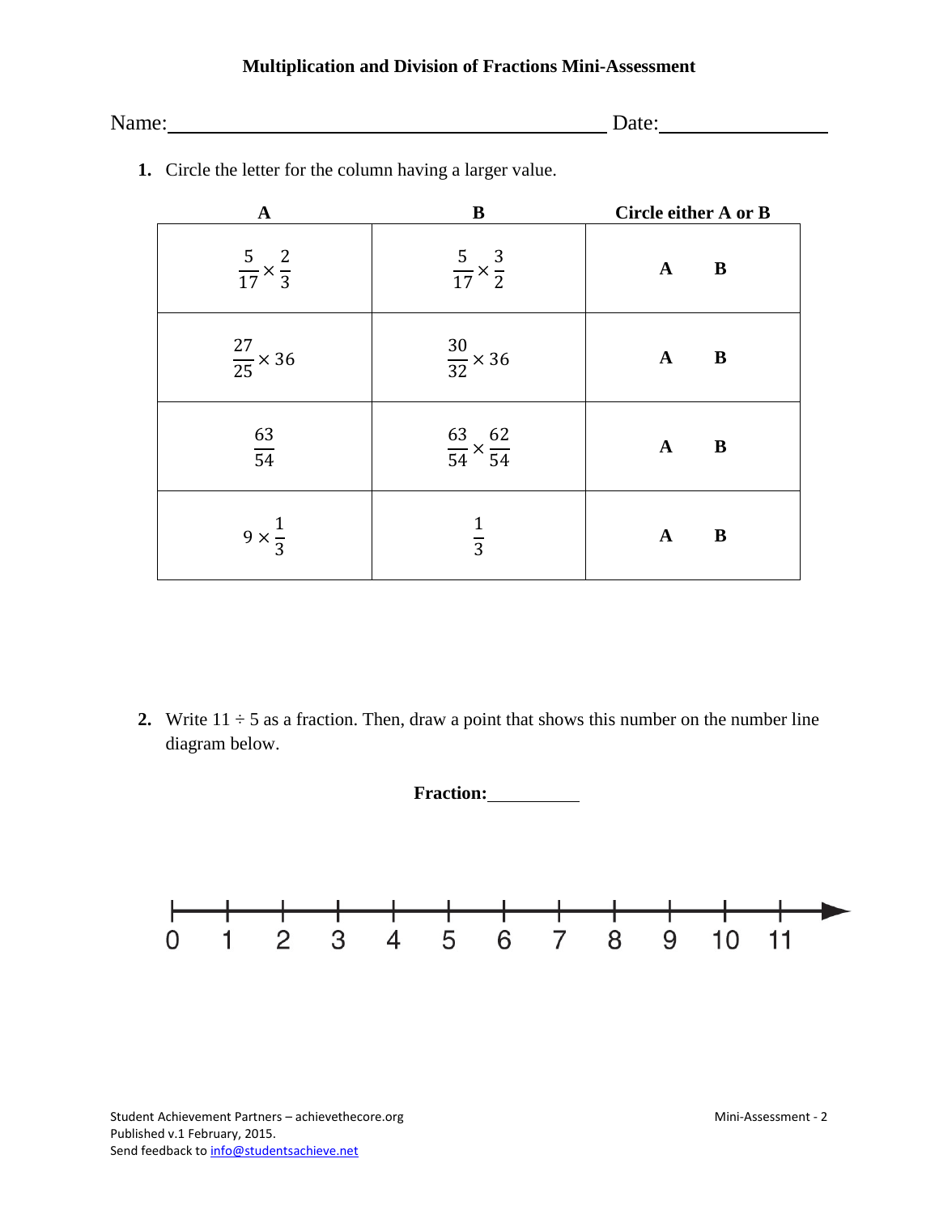**Multiplication and Division of Fractions Mini-Assessment**

Name:\_\_\_\_\_\_\_\_\_\_\_\_\_\_\_\_\_\_\_\_\_\_\_\_\_\_\_\_\_\_\_\_\_\_\_\_\_\_\_\_\_\_ Date:\_\_\_\_\_\_\_\_\_\_\_\_\_\_\_

1. Circle the letter for the column having a larger value.

| A | B | Circle either A or B |
|---|---|---|
| $\frac{5}{17} \times \frac{2}{3}$ | $\frac{5}{17} \times \frac{3}{2}$ | **A** **B** |
| $\frac{27}{25} \times 36$ | $\frac{30}{32} \times 36$ | **A** **B** |
| $\frac{63}{54}$ | $\frac{63}{54} \times \frac{62}{54}$ | **A** **B** |
| $9 \times \frac{1}{3}$ | $\frac{1}{3}$ | **A** **B** |

2. Write $11 \div 5$ as a fraction. Then, draw a point that shows this number on the number line diagram below.

**Fraction:**\_\_\_\_\_\_\_\_\_\_

0 1 2 3 4 5 6 7 8 9 10 11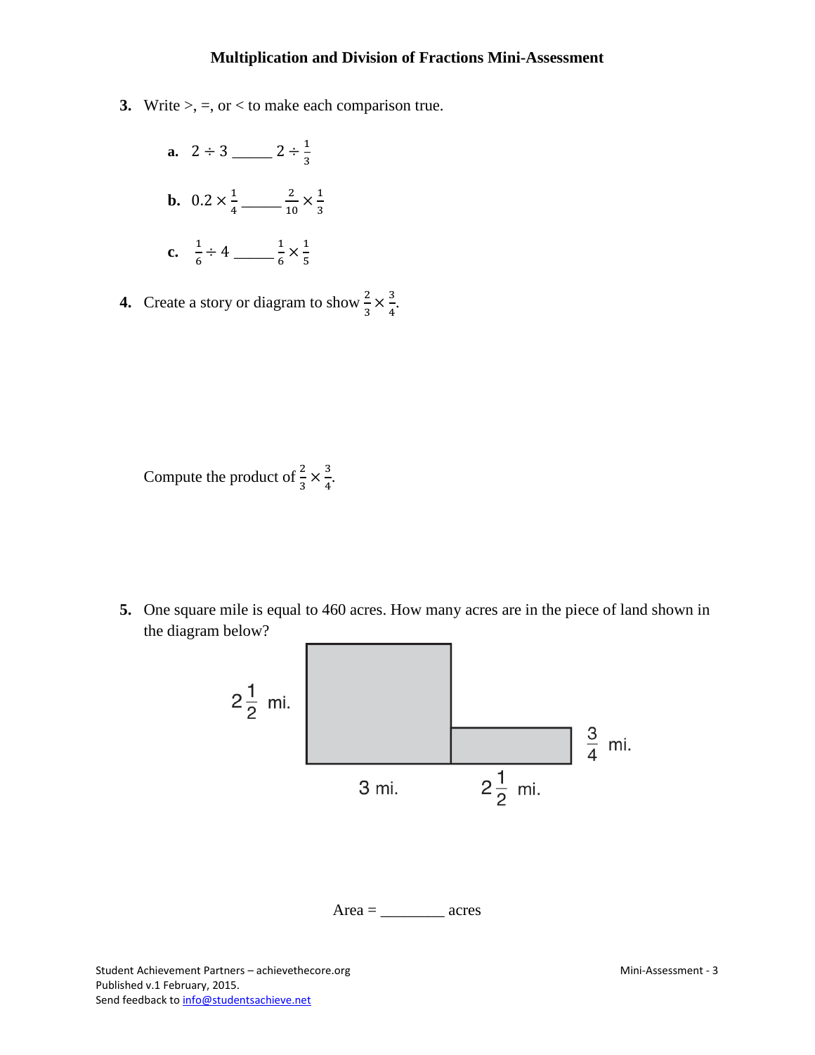# Multiplication and Division of Fractions Mini-Assessment

**3.** Write >, =, or < to make each comparison true.

**a.** $2 \div 3$ ______ $2 \div \frac{1}{3}$

**b.** $0.2 \times \frac{1}{4}$ ______ $\frac{2}{10} \times \frac{1}{3}$

**c.** $\frac{1}{6} \div 4$ ______ $\frac{1}{6} \times \frac{1}{5}$

**4.** Create a story or diagram to show $\frac{2}{3} \times \frac{3}{4}$.

Compute the product of $\frac{2}{3} \times \frac{3}{4}$.

**5.** One square mile is equal to 460 acres. How many acres are in the piece of land shown in the diagram below?

$2\frac{1}{2}$ mi.

$\frac{3}{4}$ mi.

3 mi.

$2\frac{1}{2}$ mi.

Area = ________ acres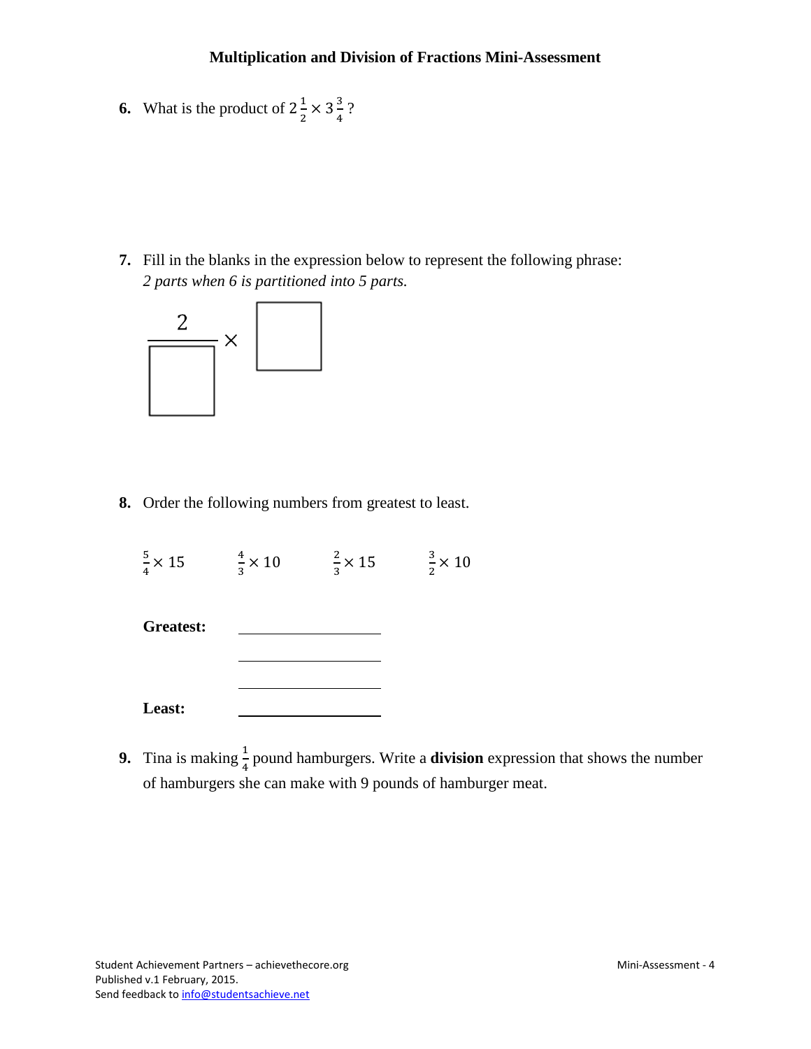## Multiplication and Division of Fractions Mini-Assessment

**6.** What is the product of $2\frac{1}{2} \times 3\frac{3}{4}$ ?

**7.** Fill in the blanks in the expression below to represent the following phrase:
*2 parts when 6 is partitioned into 5 parts.*

$$\frac{2}{\square} \times \square$$

**8.** Order the following numbers from greatest to least.

$\frac{5}{4} \times 15$ $\frac{4}{3} \times 10$ $\frac{2}{3} \times 15$ $\frac{3}{2} \times 10$

**Greatest:** ____________

____________

____________

**Least:** ____________

**9.** Tina is making $\frac{1}{4}$ pound hamburgers. Write a **division** expression that shows the number of hamburgers she can make with 9 pounds of hamburger meat.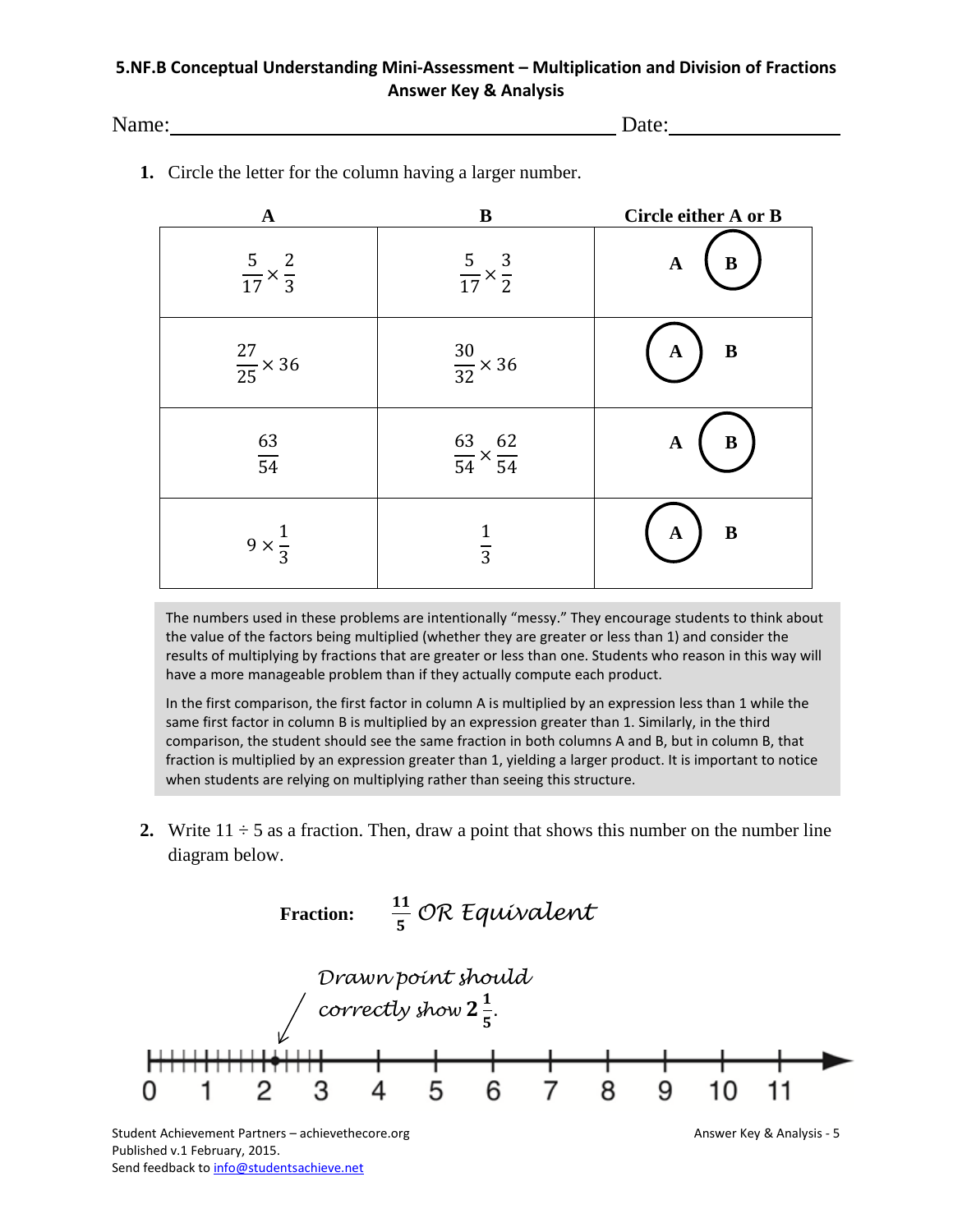**5.NF.B Conceptual Understanding Mini-Assessment – Multiplication and Division of Fractions**
**Answer Key & Analysis**

Name:______________________________ Date:______________

**1.** Circle the letter for the column having a larger number.

| A | B | Circle either A or B |
|---|---|---|
| $\frac{5}{17} \times \frac{2}{3}$ | $\frac{5}{17} \times \frac{3}{2}$ | A **(B)** |
| $\frac{27}{25} \times 36$ | $\frac{30}{32} \times 36$ | **(A)** B |
| $\frac{63}{54}$ | $\frac{63}{54} \times \frac{62}{54}$ | A **(B)** |
| $9 \times \frac{1}{3}$ | $\frac{1}{3}$ | **(A)** B |

The numbers used in these problems are intentionally "messy." They encourage students to think about the value of the factors being multiplied (whether they are greater or less than 1) and consider the results of multiplying by fractions that are greater or less than one. Students who reason in this way will have a more manageable problem than if they actually compute each product.

In the first comparison, the first factor in column A is multiplied by an expression less than 1 while the same first factor in column B is multiplied by an expression greater than 1. Similarly, in the third comparison, the student should see the same fraction in both columns A and B, but in column B, that fraction is multiplied by an expression greater than 1, yielding a larger product. It is important to notice when students are relying on multiplying rather than seeing this structure.

**2.** Write $11 \div 5$ as a fraction. Then, draw a point that shows this number on the number line diagram below.

**Fraction:** $\frac{11}{5}$ *OR Equivalent*

*Drawn point should correctly show* $2\frac{1}{5}$.

Number line: 0 1 2 3 4 5 6 7 8 9 10 11

Student Achievement Partners – achievethecore.org
Published v.1 February, 2015.
Send feedback to info@studentsachieve.net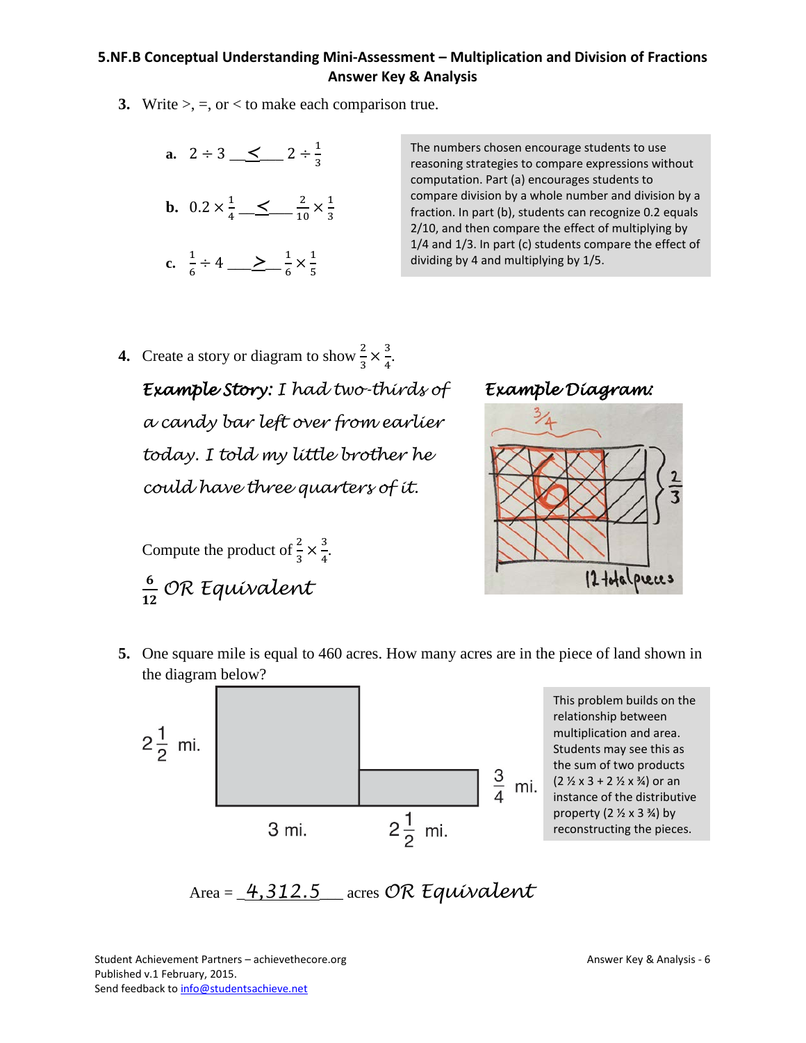**5.NF.B Conceptual Understanding Mini-Assessment – Multiplication and Division of Fractions**
**Answer Key & Analysis**

**3.** Write >, =, or < to make each comparison true.

**a.** $2 \div 3$ __<__ $2 \div \frac{1}{3}$

**b.** $0.2 \times \frac{1}{4}$ __<__ $\frac{2}{10} \times \frac{1}{3}$

**c.** $\frac{1}{6} \div 4$ __>__ $\frac{1}{6} \times \frac{1}{5}$

> The numbers chosen encourage students to use reasoning strategies to compare expressions without computation. Part (a) encourages students to compare division by a whole number and division by a fraction. In part (b), students can recognize 0.2 equals 2/10, and then compare the effect of multiplying by 1/4 and 1/3. In part (c) students compare the effect of dividing by 4 and multiplying by 1/5.

**4.** Create a story or diagram to show $\frac{2}{3} \times \frac{3}{4}$.

*Example Story: I had two-thirds of a candy bar left over from earlier today. I told my little brother he could have three quarters of it.*

*Example Diagram:* (grid labeled 3/4 across the top, 2/3 on the side, 6 pieces outlined, "12 total pieces")

Compute the product of $\frac{2}{3} \times \frac{3}{4}$.

$\frac{6}{12}$ *OR Equivalent*

**5.** One square mile is equal to 460 acres. How many acres are in the piece of land shown in the diagram below?

(Diagram: $2\frac{1}{2}$ mi. by 3 mi. rectangle joined to a $\frac{3}{4}$ mi. by $2\frac{1}{2}$ mi. rectangle)

> This problem builds on the relationship between multiplication and area. Students may see this as the sum of two products ($2\frac{1}{2} \times 3 + 2\frac{1}{2} \times \frac{3}{4}$) or an instance of the distributive property ($2\frac{1}{2} \times 3\frac{3}{4}$) by reconstructing the pieces.

Area = __*4,312.5*__ acres *OR Equivalent*

Student Achievement Partners – achievethecore.org
Published v.1 February, 2015.
Send feedback to info@studentsachieve.net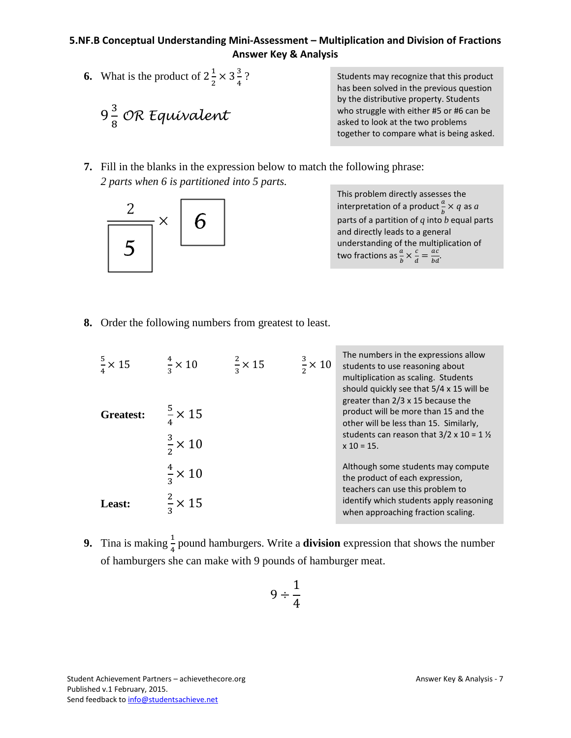**5.NF.B Conceptual Understanding Mini-Assessment – Multiplication and Division of Fractions**
**Answer Key & Analysis**

**6.** What is the product of $2\frac{1}{2} \times 3\frac{3}{4}$?

$9\frac{3}{8}$ *OR Equivalent*

> Students may recognize that this product has been solved in the previous question by the distributive property. Students who struggle with either #5 or #6 can be asked to look at the two problems together to compare what is being asked.

**7.** Fill in the blanks in the expression below to match the following phrase:
*2 parts when 6 is partitioned into 5 parts.*

$$\frac{2}{\boxed{5}} \times \boxed{6}$$

> This problem directly assesses the interpretation of a product $\frac{a}{b} \times q$ as $a$ parts of a partition of $q$ into $b$ equal parts and directly leads to a general understanding of the multiplication of two fractions as $\frac{a}{b} \times \frac{c}{d} = \frac{ac}{bd}$.

**8.** Order the following numbers from greatest to least.

$\frac{5}{4} \times 15$ $\frac{4}{3} \times 10$ $\frac{2}{3} \times 15$ $\frac{3}{2} \times 10$

**Greatest:** $\frac{5}{4} \times 15$

$\frac{3}{2} \times 10$

$\frac{4}{3} \times 10$

**Least:** $\frac{2}{3} \times 15$

> The numbers in the expressions allow students to use reasoning about multiplication as scaling. Students should quickly see that 5/4 x 15 will be greater than 2/3 x 15 because the product will be more than 15 and the other will be less than 15. Similarly, students can reason that 3/2 x 10 = 1 ½ x 10 = 15.
>
> Although some students may compute the product of each expression, teachers can use this problem to identify which students apply reasoning when approaching fraction scaling.

**9.** Tina is making $\frac{1}{4}$ pound hamburgers. Write a **division** expression that shows the number of hamburgers she can make with 9 pounds of hamburger meat.

$$9 \div \frac{1}{4}$$

Student Achievement Partners – achievethecore.org
Published v.1 February, 2015.
Send feedback to info@studentsachieve.net